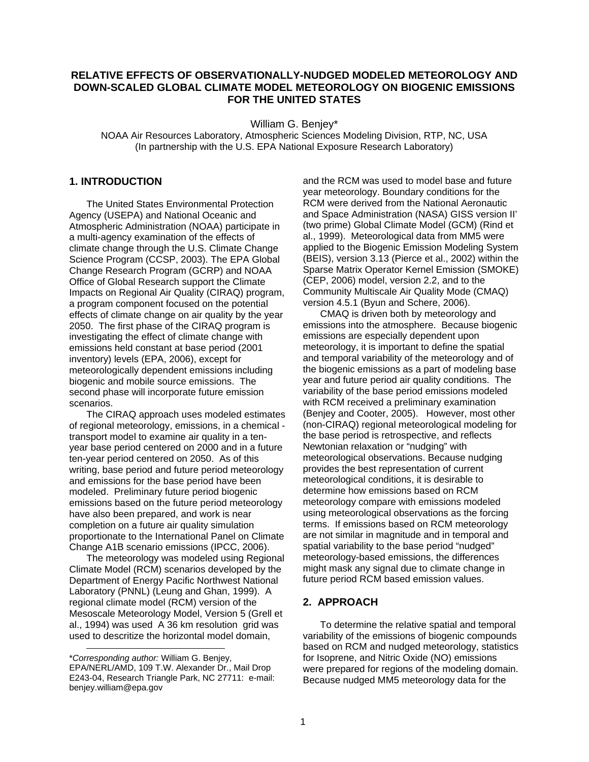# RELATIVE EFFECTS OF OBSERVATIONALLY-NUDGED MODELED METEOROLOGY AND DOWN-SCALED GLOBAL CLIMATE MODEL METEOROLOGY ON BIOGENIC EMISSIONS FOR THE UNITED STATES

William G. Benjey*

NOAA Air Resources Laboratory, Atmospheric Sciences Modeling Division, RTP, NC, USA
(In partnership with the U.S. EPA National Exposure Research Laboratory)

## 1. INTRODUCTION

The United States Environmental Protection Agency (USEPA) and National Oceanic and Atmospheric Administration (NOAA) participate in a multi-agency examination of the effects of climate change through the U.S. Climate Change Science Program (CCSP, 2003). The EPA Global Change Research Program (GCRP) and NOAA Office of Global Research support the Climate Impacts on Regional Air Quality (CIRAQ) program, a program component focused on the potential effects of climate change on air quality by the year 2050. The first phase of the CIRAQ program is investigating the effect of climate change with emissions held constant at base period (2001 inventory) levels (EPA, 2006), except for meteorologically dependent emissions including biogenic and mobile source emissions. The second phase will incorporate future emission scenarios.

The CIRAQ approach uses modeled estimates of regional meteorology, emissions, in a chemical - transport model to examine air quality in a ten-year base period centered on 2000 and in a future ten-year period centered on 2050. As of this writing, base period and future period meteorology and emissions for the base period have been modeled. Preliminary future period biogenic emissions based on the future period meteorology have also been prepared, and work is near completion on a future air quality simulation proportionate to the International Panel on Climate Change A1B scenario emissions (IPCC, 2006).

The meteorology was modeled using Regional Climate Model (RCM) scenarios developed by the Department of Energy Pacific Northwest National Laboratory (PNNL) (Leung and Ghan, 1999). A regional climate model (RCM) version of the Mesoscale Meteorology Model, Version 5 (Grell et al., 1994) was used A 36 km resolution grid was used to descritize the horizontal model domain, and the RCM was used to model base and future year meteorology. Boundary conditions for the RCM were derived from the National Aeronautic and Space Administration (NASA) GISS version II' (two prime) Global Climate Model (GCM) (Rind et al., 1999). Meteorological data from MM5 were applied to the Biogenic Emission Modeling System (BEIS), version 3.13 (Pierce et al., 2002) within the Sparse Matrix Operator Kernel Emission (SMOKE) (CEP, 2006) model, version 2.2, and to the Community Multiscale Air Quality Mode (CMAQ) version 4.5.1 (Byun and Schere, 2006).

CMAQ is driven both by meteorology and emissions into the atmosphere. Because biogenic emissions are especially dependent upon meteorology, it is important to define the spatial and temporal variability of the meteorology and of the biogenic emissions as a part of modeling base year and future period air quality conditions. The variability of the base period emissions modeled with RCM received a preliminary examination (Benjey and Cooter, 2005). However, most other (non-CIRAQ) regional meteorological modeling for the base period is retrospective, and reflects Newtonian relaxation or "nudging" with meteorological observations. Because nudging provides the best representation of current meteorological conditions, it is desirable to determine how emissions based on RCM meteorology compare with emissions modeled using meteorological observations as the forcing terms. If emissions based on RCM meteorology are not similar in magnitude and in temporal and spatial variability to the base period "nudged" meteorology-based emissions, the differences might mask any signal due to climate change in future period RCM based emission values.

## 2. APPROACH

To determine the relative spatial and temporal variability of the emissions of biogenic compounds based on RCM and nudged meteorology, statistics for Isoprene, and Nitric Oxide (NO) emissions were prepared for regions of the modeling domain. Because nudged MM5 meteorology data for the

---

\**Corresponding author:* William G. Benjey, EPA/NERL/AMD, 109 T.W. Alexander Dr., Mail Drop E243-04, Research Triangle Park, NC 27711: e-mail: benjey.william@epa.gov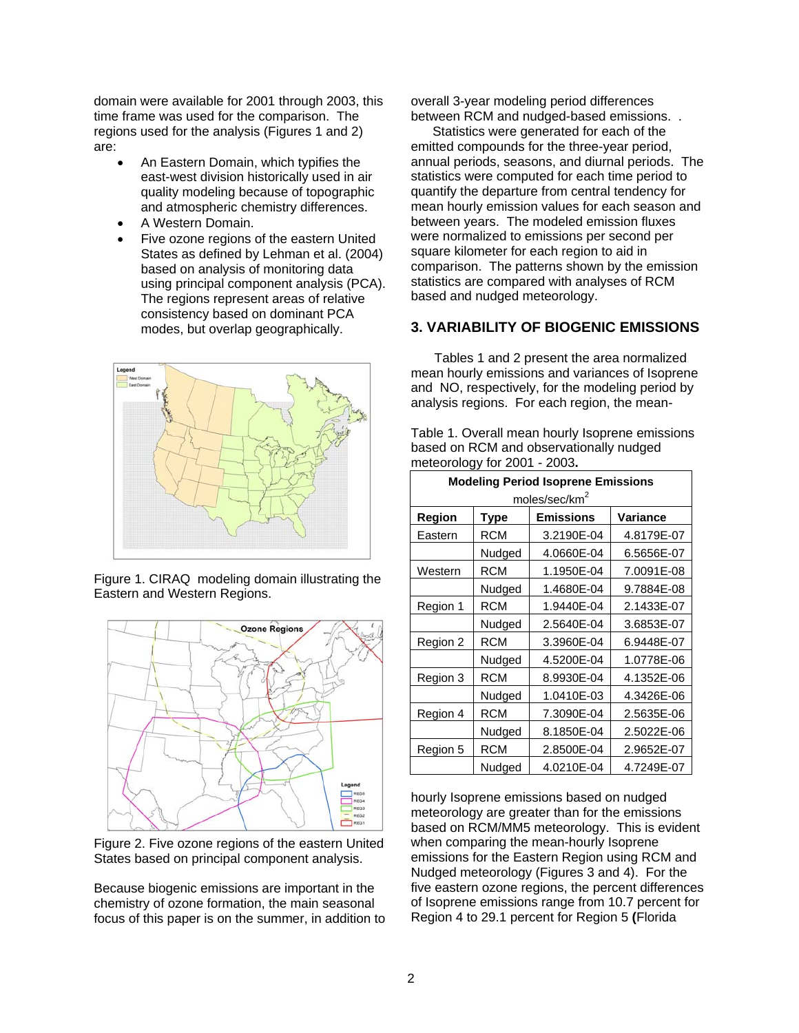domain were available for 2001 through 2003, this time frame was used for the comparison. The regions used for the analysis (Figures 1 and 2) are:

- An Eastern Domain, which typifies the east-west division historically used in air quality modeling because of topographic and atmospheric chemistry differences.
- A Western Domain.
- Five ozone regions of the eastern United States as defined by Lehman et al. (2004) based on analysis of monitoring data using principal component analysis (PCA). The regions represent areas of relative consistency based on dominant PCA modes, but overlap geographically.

Figure 1. CIRAQ modeling domain illustrating the Eastern and Western Regions.

Figure 2. Five ozone regions of the eastern United States based on principal component analysis.

Because biogenic emissions are important in the chemistry of ozone formation, the main seasonal focus of this paper is on the summer, in addition to overall 3-year modeling period differences between RCM and nudged-based emissions. .

Statistics were generated for each of the emitted compounds for the three-year period, annual periods, seasons, and diurnal periods. The statistics were computed for each time period to quantify the departure from central tendency for mean hourly emission values for each season and between years. The modeled emission fluxes were normalized to emissions per second per square kilometer for each region to aid in comparison. The patterns shown by the emission statistics are compared with analyses of RCM based and nudged meteorology.

## 3. VARIABILITY OF BIOGENIC EMISSIONS

Tables 1 and 2 present the area normalized mean hourly emissions and variances of Isoprene and NO, respectively, for the modeling period by analysis regions. For each region, the mean-hourly Isoprene emissions based on nudged meteorology are greater than for the emissions based on RCM/MM5 meteorology. This is evident when comparing the mean-hourly Isoprene emissions for the Eastern Region using RCM and Nudged meteorology (Figures 3 and 4). For the five eastern ozone regions, the percent differences of Isoprene emissions range from 10.7 percent for Region 4 to 29.1 percent for Region 5 **(**Florida

Table 1. Overall mean hourly Isoprene emissions based on RCM and observationally nudged meteorology for 2001 - 2003**.**

| Modeling Period Isoprene Emissions moles/sec/km$^2$ | | | |
|---|---|---|---|
| **Region** | **Type** | **Emissions** | **Variance** |
| Eastern | RCM | 3.2190E-04 | 4.8179E-07 |
| | Nudged | 4.0660E-04 | 6.5656E-07 |
| Western | RCM | 1.1950E-04 | 7.0091E-08 |
| | Nudged | 1.4680E-04 | 9.7884E-08 |
| Region 1 | RCM | 1.9440E-04 | 2.1433E-07 |
| | Nudged | 2.5640E-04 | 3.6853E-07 |
| Region 2 | RCM | 3.3960E-04 | 6.9448E-07 |
| | Nudged | 4.5200E-04 | 1.0778E-06 |
| Region 3 | RCM | 8.9930E-04 | 4.1352E-06 |
| | Nudged | 1.0410E-03 | 4.3426E-06 |
| Region 4 | RCM | 7.3090E-04 | 2.5635E-06 |
| | Nudged | 8.1850E-04 | 2.5022E-06 |
| Region 5 | RCM | 2.8500E-04 | 2.9652E-07 |
| | Nudged | 4.0210E-04 | 4.7249E-07 |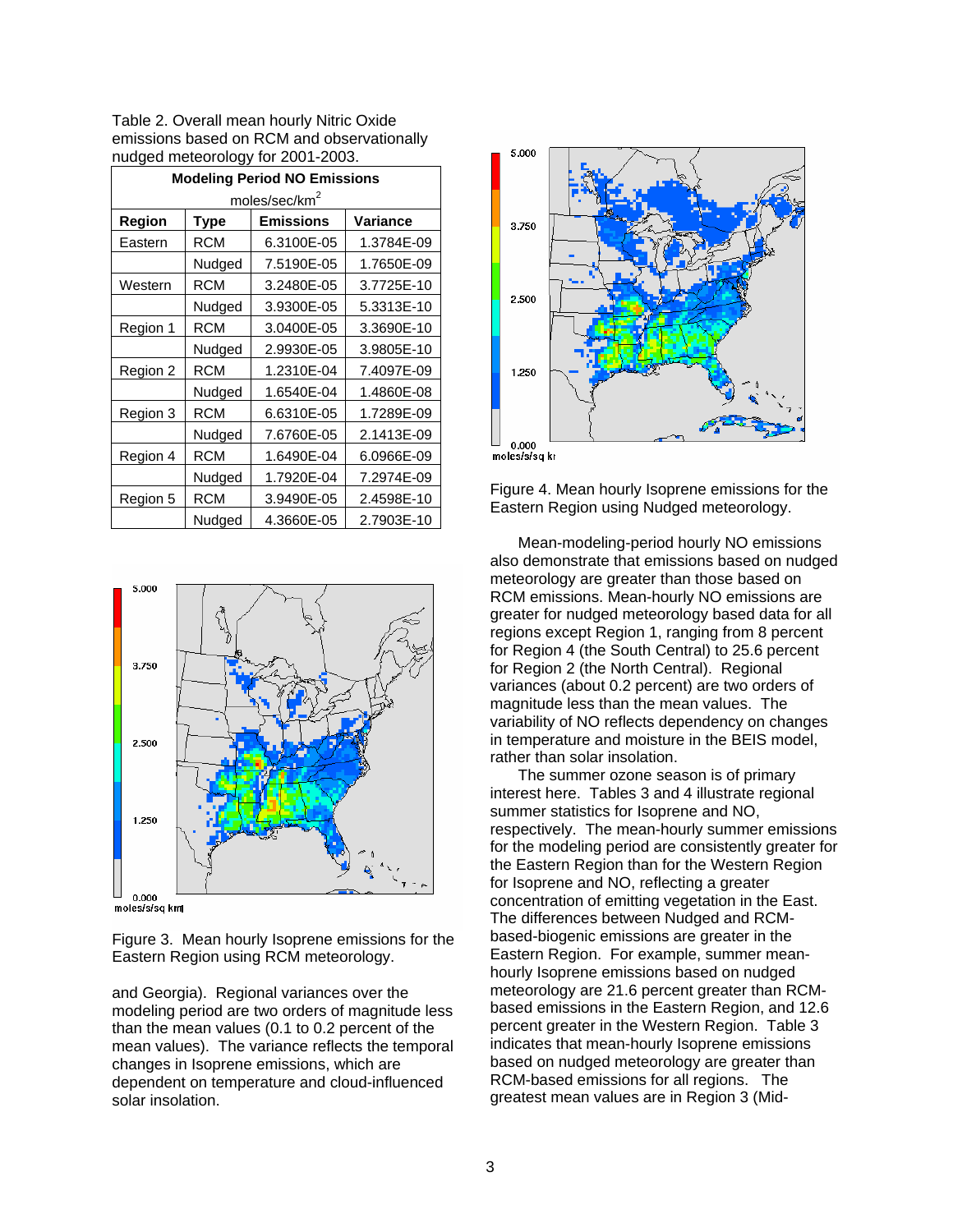Table 2. Overall mean hourly Nitric Oxide emissions based on RCM and observationally nudged meteorology for 2001-2003.

| Modeling Period NO Emissions moles/sec/km$^2$ | | | |
|---|---|---|---|
| **Region** | **Type** | **Emissions** | **Variance** |
| Eastern | RCM | 6.3100E-05 | 1.3784E-09 |
| | Nudged | 7.5190E-05 | 1.7650E-09 |
| Western | RCM | 3.2480E-05 | 3.7725E-10 |
| | Nudged | 3.9300E-05 | 5.3313E-10 |
| Region 1 | RCM | 3.0400E-05 | 3.3690E-10 |
| | Nudged | 2.9930E-05 | 3.9805E-10 |
| Region 2 | RCM | 1.2310E-04 | 7.4097E-09 |
| | Nudged | 1.6540E-04 | 1.4860E-08 |
| Region 3 | RCM | 6.6310E-05 | 1.7289E-09 |
| | Nudged | 7.6760E-05 | 2.1413E-09 |
| Region 4 | RCM | 1.6490E-04 | 6.0966E-09 |
| | Nudged | 1.7920E-04 | 7.2974E-09 |
| Region 5 | RCM | 3.9490E-05 | 2.4598E-10 |
| | Nudged | 4.3660E-05 | 2.7903E-10 |

Figure 3. Mean hourly Isoprene emissions for the Eastern Region using RCM meteorology.

and Georgia). Regional variances over the modeling period are two orders of magnitude less than the mean values (0.1 to 0.2 percent of the mean values). The variance reflects the temporal changes in Isoprene emissions, which are dependent on temperature and cloud-influenced solar insolation.

Figure 4. Mean hourly Isoprene emissions for the Eastern Region using Nudged meteorology.

Mean-modeling-period hourly NO emissions also demonstrate that emissions based on nudged meteorology are greater than those based on RCM emissions. Mean-hourly NO emissions are greater for nudged meteorology based data for all regions except Region 1, ranging from 8 percent for Region 4 (the South Central) to 25.6 percent for Region 2 (the North Central). Regional variances (about 0.2 percent) are two orders of magnitude less than the mean values. The variability of NO reflects dependency on changes in temperature and moisture in the BEIS model, rather than solar insolation.

The summer ozone season is of primary interest here. Tables 3 and 4 illustrate regional summer statistics for Isoprene and NO, respectively. The mean-hourly summer emissions for the modeling period are consistently greater for the Eastern Region than for the Western Region for Isoprene and NO, reflecting a greater concentration of emitting vegetation in the East. The differences between Nudged and RCM-based-biogenic emissions are greater in the Eastern Region. For example, summer mean-hourly Isoprene emissions based on nudged meteorology are 21.6 percent greater than RCM-based emissions in the Eastern Region, and 12.6 percent greater in the Western Region. Table 3 indicates that mean-hourly Isoprene emissions based on nudged meteorology are greater than RCM-based emissions for all regions. The greatest mean values are in Region 3 (Mid-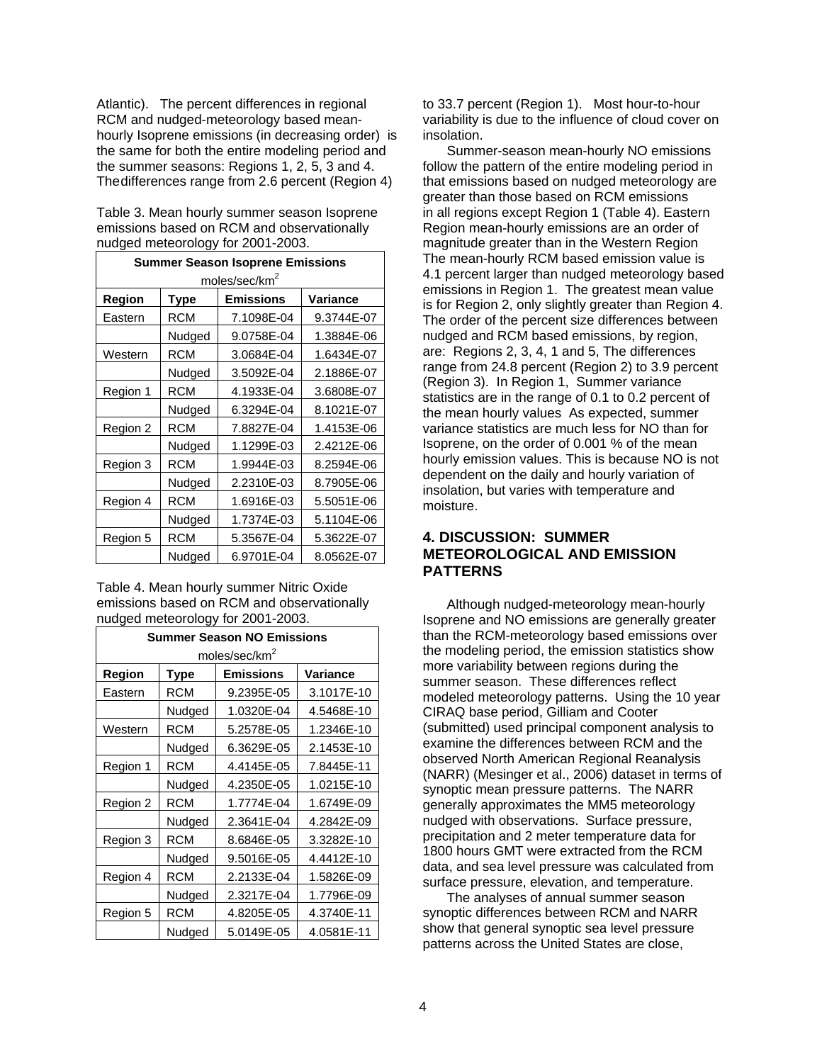Atlantic). The percent differences in regional RCM and nudged-meteorology based mean-hourly Isoprene emissions (in decreasing order) is the same for both the entire modeling period and the summer seasons: Regions 1, 2, 5, 3 and 4. Thedifferences range from 2.6 percent (Region 4) to 33.7 percent (Region 1). Most hour-to-hour variability is due to the influence of cloud cover on insolation.

Table 3. Mean hourly summer season Isoprene emissions based on RCM and observationally nudged meteorology for 2001-2003.

| Summer Season Isoprene Emissions moles/sec/km$^2$ | | | |
|---|---|---|---|
| **Region** | **Type** | **Emissions** | **Variance** |
| Eastern | RCM | 7.1098E-04 | 9.3744E-07 |
| | Nudged | 9.0758E-04 | 1.3884E-06 |
| Western | RCM | 3.0684E-04 | 1.6434E-07 |
| | Nudged | 3.5092E-04 | 2.1886E-07 |
| Region 1 | RCM | 4.1933E-04 | 3.6808E-07 |
| | Nudged | 6.3294E-04 | 8.1021E-07 |
| Region 2 | RCM | 7.8827E-04 | 1.4153E-06 |
| | Nudged | 1.1299E-03 | 2.4212E-06 |
| Region 3 | RCM | 1.9944E-03 | 8.2594E-06 |
| | Nudged | 2.2310E-03 | 8.7905E-06 |
| Region 4 | RCM | 1.6916E-03 | 5.5051E-06 |
| | Nudged | 1.7374E-03 | 5.1104E-06 |
| Region 5 | RCM | 5.3567E-04 | 5.3622E-07 |
| | Nudged | 6.9701E-04 | 8.0562E-07 |

Table 4. Mean hourly summer Nitric Oxide emissions based on RCM and observationally nudged meteorology for 2001-2003.

| Summer Season NO Emissions moles/sec/km$^2$ | | | |
|---|---|---|---|
| **Region** | **Type** | **Emissions** | **Variance** |
| Eastern | RCM | 9.2395E-05 | 3.1017E-10 |
| | Nudged | 1.0320E-04 | 4.5468E-10 |
| Western | RCM | 5.2578E-05 | 1.2346E-10 |
| | Nudged | 6.3629E-05 | 2.1453E-10 |
| Region 1 | RCM | 4.4145E-05 | 7.8445E-11 |
| | Nudged | 4.2350E-05 | 1.0215E-10 |
| Region 2 | RCM | 1.7774E-04 | 1.6749E-09 |
| | Nudged | 2.3641E-04 | 4.2842E-09 |
| Region 3 | RCM | 8.6846E-05 | 3.3282E-10 |
| | Nudged | 9.5016E-05 | 4.4412E-10 |
| Region 4 | RCM | 2.2133E-04 | 1.5826E-09 |
| | Nudged | 2.3217E-04 | 1.7796E-09 |
| Region 5 | RCM | 4.8205E-05 | 4.3740E-11 |
| | Nudged | 5.0149E-05 | 4.0581E-11 |

Summer-season mean-hourly NO emissions follow the pattern of the entire modeling period in that emissions based on nudged meteorology are greater than those based on RCM emissions in all regions except Region 1 (Table 4). Eastern Region mean-hourly emissions are an order of magnitude greater than in the Western Region The mean-hourly RCM based emission value is 4.1 percent larger than nudged meteorology based emissions in Region 1. The greatest mean value is for Region 2, only slightly greater than Region 4. The order of the percent size differences between nudged and RCM based emissions, by region, are: Regions 2, 3, 4, 1 and 5, The differences range from 24.8 percent (Region 2) to 3.9 percent (Region 3). In Region 1, Summer variance statistics are in the range of 0.1 to 0.2 percent of the mean hourly values As expected, summer variance statistics are much less for NO than for Isoprene, on the order of 0.001 % of the mean hourly emission values. This is because NO is not dependent on the daily and hourly variation of insolation, but varies with temperature and moisture.

## 4. DISCUSSION: SUMMER METEOROLOGICAL AND EMISSION PATTERNS

Although nudged-meteorology mean-hourly Isoprene and NO emissions are generally greater than the RCM-meteorology based emissions over the modeling period, the emission statistics show more variability between regions during the summer season. These differences reflect modeled meteorology patterns. Using the 10 year CIRAQ base period, Gilliam and Cooter (submitted) used principal component analysis to examine the differences between RCM and the observed North American Regional Reanalysis (NARR) (Mesinger et al., 2006) dataset in terms of synoptic mean pressure patterns. The NARR generally approximates the MM5 meteorology nudged with observations. Surface pressure, precipitation and 2 meter temperature data for 1800 hours GMT were extracted from the RCM data, and sea level pressure was calculated from surface pressure, elevation, and temperature.

The analyses of annual summer season synoptic differences between RCM and NARR show that general synoptic sea level pressure patterns across the United States are close,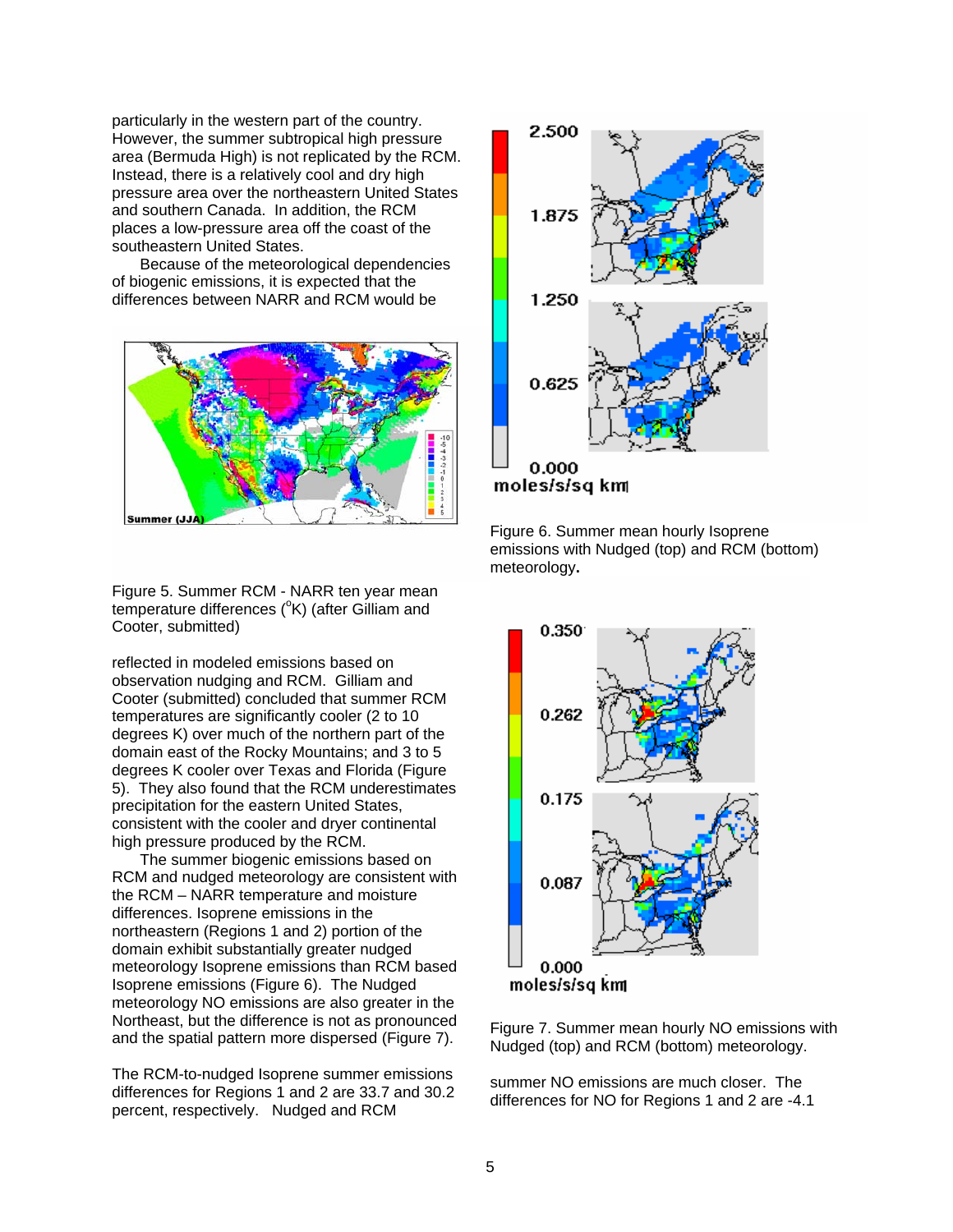particularly in the western part of the country. However, the summer subtropical high pressure area (Bermuda High) is not replicated by the RCM. Instead, there is a relatively cool and dry high pressure area over the northeastern United States and southern Canada. In addition, the RCM places a low-pressure area off the coast of the southeastern United States.

Because of the meteorological dependencies of biogenic emissions, it is expected that the differences between NARR and RCM would be reflected in modeled emissions based on observation nudging and RCM. Gilliam and Cooter (submitted) concluded that summer RCM temperatures are significantly cooler (2 to 10 degrees K) over much of the northern part of the domain east of the Rocky Mountains; and 3 to 5 degrees K cooler over Texas and Florida (Figure 5). They also found that the RCM underestimates precipitation for the eastern United States, consistent with the cooler and dryer continental high pressure produced by the RCM.

Figure 5. Summer RCM - NARR ten year mean temperature differences ($^{o}$K) (after Gilliam and Cooter, submitted)

The summer biogenic emissions based on RCM and nudged meteorology are consistent with the RCM – NARR temperature and moisture differences. Isoprene emissions in the northeastern (Regions 1 and 2) portion of the domain exhibit substantially greater nudged meteorology Isoprene emissions than RCM based Isoprene emissions (Figure 6). The Nudged meteorology NO emissions are also greater in the Northeast, but the difference is not as pronounced and the spatial pattern more dispersed (Figure 7).

Figure 6. Summer mean hourly Isoprene emissions with Nudged (top) and RCM (bottom) meteorology.

Figure 7. Summer mean hourly NO emissions with Nudged (top) and RCM (bottom) meteorology.

The RCM-to-nudged Isoprene summer emissions differences for Regions 1 and 2 are 33.7 and 30.2 percent, respectively. Nudged and RCM summer NO emissions are much closer. The differences for NO for Regions 1 and 2 are -4.1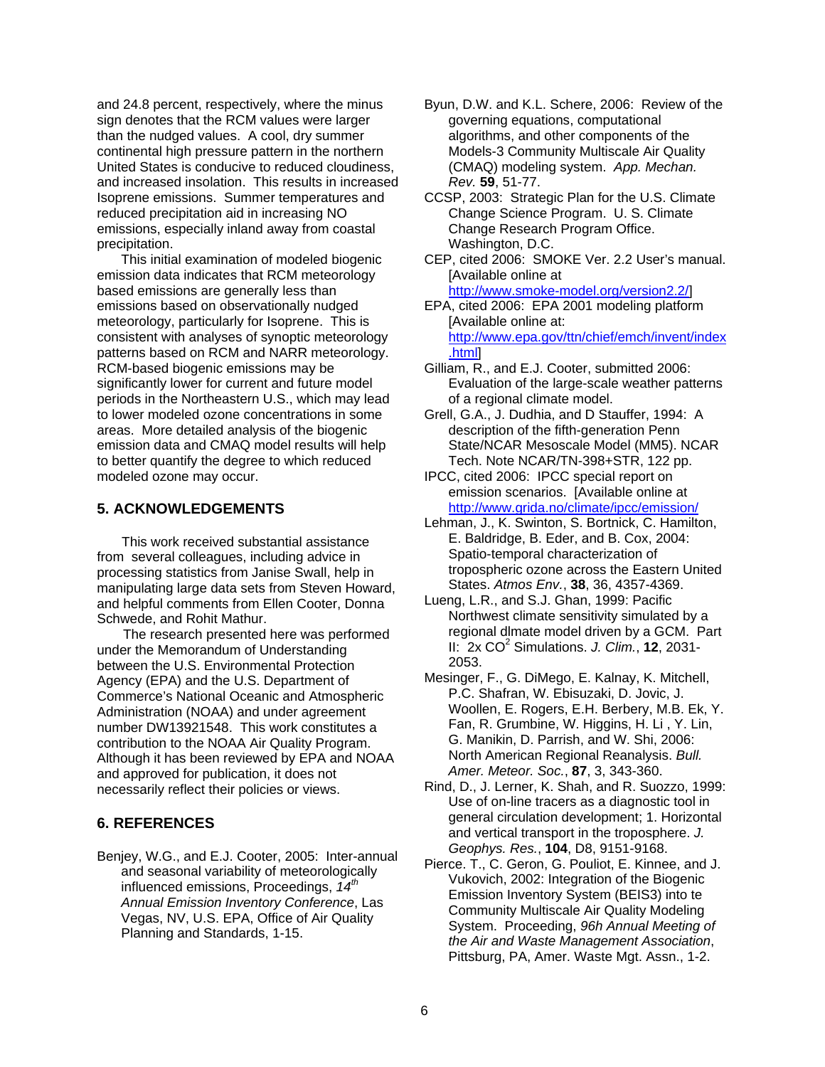and 24.8 percent, respectively, where the minus sign denotes that the RCM values were larger than the nudged values. A cool, dry summer continental high pressure pattern in the northern United States is conducive to reduced cloudiness, and increased insolation. This results in increased Isoprene emissions. Summer temperatures and reduced precipitation aid in increasing NO emissions, especially inland away from coastal precipitation.

This initial examination of modeled biogenic emission data indicates that RCM meteorology based emissions are generally less than emissions based on observationally nudged meteorology, particularly for Isoprene. This is consistent with analyses of synoptic meteorology patterns based on RCM and NARR meteorology. RCM-based biogenic emissions may be significantly lower for current and future model periods in the Northeastern U.S., which may lead to lower modeled ozone concentrations in some areas. More detailed analysis of the biogenic emission data and CMAQ model results will help to better quantify the degree to which reduced modeled ozone may occur.

## 5. ACKNOWLEDGEMENTS

This work received substantial assistance from several colleagues, including advice in processing statistics from Janise Swall, help in manipulating large data sets from Steven Howard, and helpful comments from Ellen Cooter, Donna Schwede, and Rohit Mathur.

The research presented here was performed under the Memorandum of Understanding between the U.S. Environmental Protection Agency (EPA) and the U.S. Department of Commerce's National Oceanic and Atmospheric Administration (NOAA) and under agreement number DW13921548. This work constitutes a contribution to the NOAA Air Quality Program. Although it has been reviewed by EPA and NOAA and approved for publication, it does not necessarily reflect their policies or views.

## 6. REFERENCES

Benjey, W.G., and E.J. Cooter, 2005: Inter-annual and seasonal variability of meteorologically influenced emissions, Proceedings, *14th Annual Emission Inventory Conference*, Las Vegas, NV, U.S. EPA, Office of Air Quality Planning and Standards, 1-15.

Byun, D.W. and K.L. Schere, 2006: Review of the governing equations, computational algorithms, and other components of the Models-3 Community Multiscale Air Quality (CMAQ) modeling system. *App. Mechan. Rev.* **59**, 51-77.

CCSP, 2003: Strategic Plan for the U.S. Climate Change Science Program. U. S. Climate Change Research Program Office. Washington, D.C.

CEP, cited 2006: SMOKE Ver. 2.2 User's manual. [Available online at http://www.smoke-model.org/version2.2/]

EPA, cited 2006: EPA 2001 modeling platform [Available online at: http://www.epa.gov/ttn/chief/emch/invent/index.html]

Gilliam, R., and E.J. Cooter, submitted 2006: Evaluation of the large-scale weather patterns of a regional climate model.

Grell, G.A., J. Dudhia, and D Stauffer, 1994: A description of the fifth-generation Penn State/NCAR Mesoscale Model (MM5). NCAR Tech. Note NCAR/TN-398+STR, 122 pp.

IPCC, cited 2006: IPCC special report on emission scenarios. [Available online at http://www.grida.no/climate/ipcc/emission/

Lehman, J., K. Swinton, S. Bortnick, C. Hamilton, E. Baldridge, B. Eder, and B. Cox, 2004: Spatio-temporal characterization of tropospheric ozone across the Eastern United States. *Atmos Env.*, **38**, 36, 4357-4369.

Lueng, L.R., and S.J. Ghan, 1999: Pacific Northwest climate sensitivity simulated by a regional dlmate model driven by a GCM. Part II: 2x $CO^2$ Simulations. *J. Clim.*, **12**, 2031-2053.

Mesinger, F., G. DiMego, E. Kalnay, K. Mitchell, P.C. Shafran, W. Ebisuzaki, D. Jovic, J. Woollen, E. Rogers, E.H. Berbery, M.B. Ek, Y. Fan, R. Grumbine, W. Higgins, H. Li , Y. Lin, G. Manikin, D. Parrish, and W. Shi, 2006: North American Regional Reanalysis. *Bull. Amer. Meteor. Soc.*, **87**, 3, 343-360.

Rind, D., J. Lerner, K. Shah, and R. Suozzo, 1999: Use of on-line tracers as a diagnostic tool in general circulation development; 1. Horizontal and vertical transport in the troposphere. *J. Geophys. Res.*, **104**, D8, 9151-9168.

Pierce. T., C. Geron, G. Pouliot, E. Kinnee, and J. Vukovich, 2002: Integration of the Biogenic Emission Inventory System (BEIS3) into te Community Multiscale Air Quality Modeling System. Proceeding, *96h Annual Meeting of the Air and Waste Management Association*, Pittsburg, PA, Amer. Waste Mgt. Assn., 1-2.